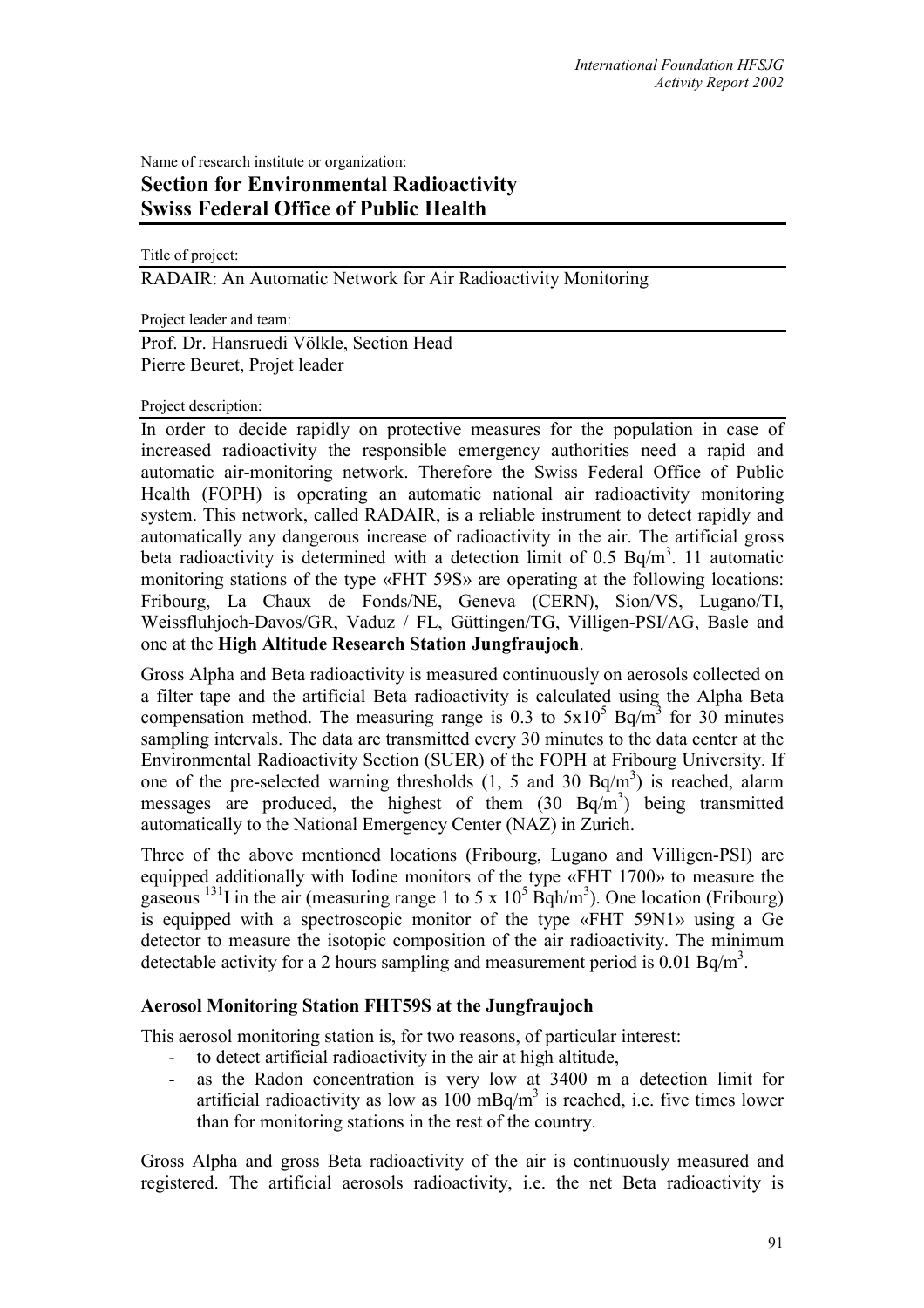Name of research institute or organization:

# Section for Environmental Radioactivity Swiss Federal Office of Public Health

Title of project:

RADAIR: An Automatic Network for Air Radioactivity Monitoring

Project leader and team:

Prof. Dr. Hansruedi Völkle, Section Head
Pierre Beuret, Projet leader

Project description:

In order to decide rapidly on protective measures for the population in case of increased radioactivity the responsible emergency authorities need a rapid and automatic air-monitoring network. Therefore the Swiss Federal Office of Public Health (FOPH) is operating an automatic national air radioactivity monitoring system. This network, called RADAIR, is a reliable instrument to detect rapidly and automatically any dangerous increase of radioactivity in the air. The artificial gross beta radioactivity is determined with a detection limit of 0.5 $Bq/m^3$. 11 automatic monitoring stations of the type «FHT 59S» are operating at the following locations: Fribourg, La Chaux de Fonds/NE, Geneva (CERN), Sion/VS, Lugano/TI, Weissfluhjoch-Davos/GR, Vaduz / FL, Güttingen/TG, Villigen-PSI/AG, Basle and one at the **High Altitude Research Station Jungfraujoch**.

Gross Alpha and Beta radioactivity is measured continuously on aerosols collected on a filter tape and the artificial Beta radioactivity is calculated using the Alpha Beta compensation method. The measuring range is 0.3 to $5 \times 10^5$ $Bq/m^3$ for 30 minutes sampling intervals. The data are transmitted every 30 minutes to the data center at the Environmental Radioactivity Section (SUER) of the FOPH at Fribourg University. If one of the pre-selected warning thresholds (1, 5 and 30 $Bq/m^3$) is reached, alarm messages are produced, the highest of them (30 $Bq/m^3$) being transmitted automatically to the National Emergency Center (NAZ) in Zurich.

Three of the above mentioned locations (Fribourg, Lugano and Villigen-PSI) are equipped additionally with Iodine monitors of the type «FHT 1700» to measure the gaseous $^{131}I$ in the air (measuring range 1 to $5 \times 10^5$ $Bqh/m^3$). One location (Fribourg) is equipped with a spectroscopic monitor of the type «FHT 59N1» using a Ge detector to measure the isotopic composition of the air radioactivity. The minimum detectable activity for a 2 hours sampling and measurement period is 0.01 $Bq/m^3$.

### Aerosol Monitoring Station FHT59S at the Jungfraujoch

This aerosol monitoring station is, for two reasons, of particular interest:

- to detect artificial radioactivity in the air at high altitude,
- as the Radon concentration is very low at 3400 m a detection limit for artificial radioactivity as low as 100 $mBq/m^3$ is reached, i.e. five times lower than for monitoring stations in the rest of the country.

Gross Alpha and gross Beta radioactivity of the air is continuously measured and registered. The artificial aerosols radioactivity, i.e. the net Beta radioactivity is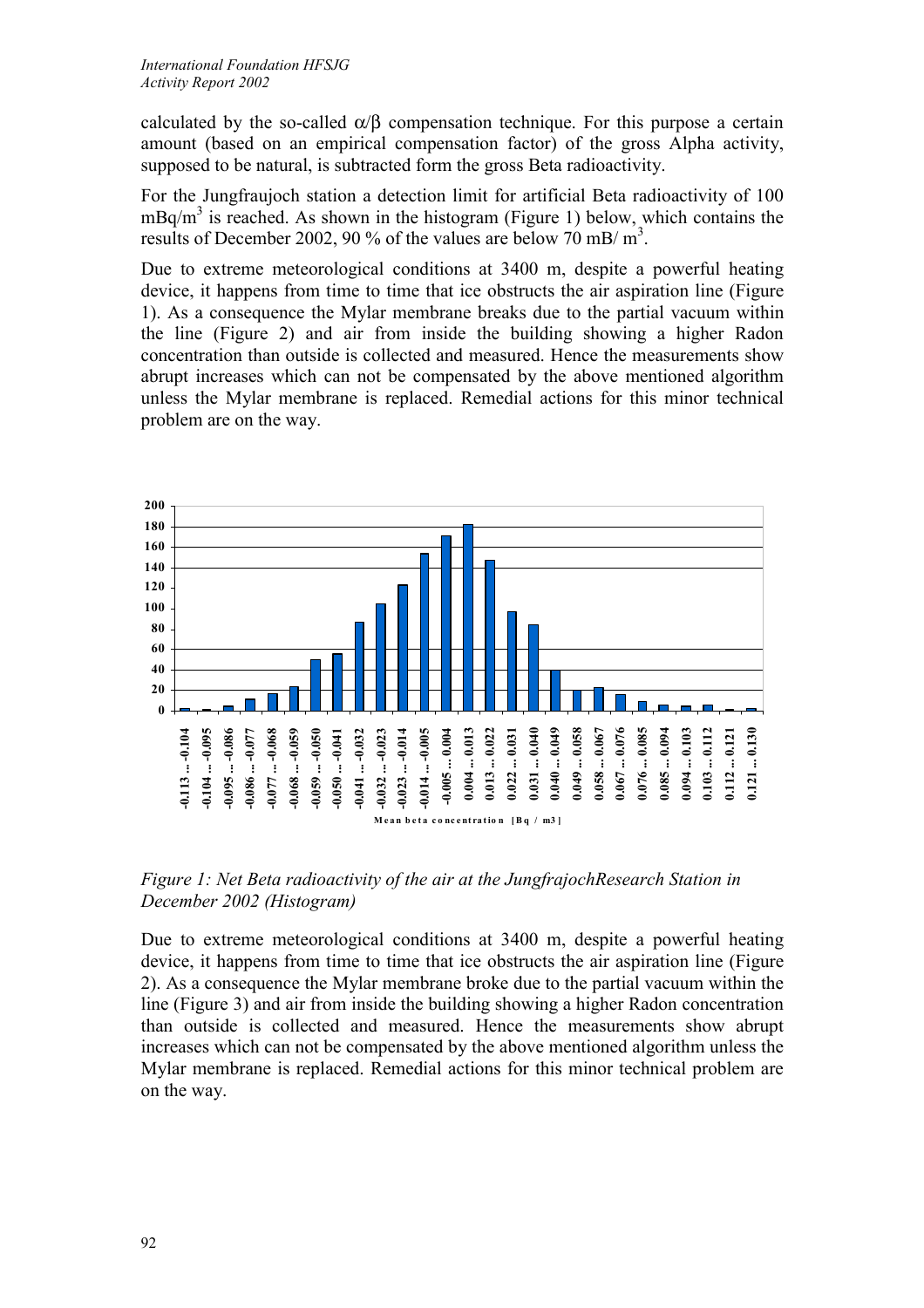calculated by the so-called $\alpha/\beta$ compensation technique. For this purpose a certain amount (based on an empirical compensation factor) of the gross Alpha activity, supposed to be natural, is subtracted form the gross Beta radioactivity.

For the Jungfraujoch station a detection limit for artificial Beta radioactivity of 100 $mBq/m^3$ is reached. As shown in the histogram (Figure 1) below, which contains the results of December 2002, 90 % of the values are below 70 $mB/m^3$.

Due to extreme meteorological conditions at 3400 m, despite a powerful heating device, it happens from time to time that ice obstructs the air aspiration line (Figure 1). As a consequence the Mylar membrane breaks due to the partial vacuum within the line (Figure 2) and air from inside the building showing a higher Radon concentration than outside is collected and measured. Hence the measurements show abrupt increases which can not be compensated by the above mentioned algorithm unless the Mylar membrane is replaced. Remedial actions for this minor technical problem are on the way.

*Figure 1: Net Beta radioactivity of the air at the JungfrajochResearch Station in December 2002 (Histogram)*

Due to extreme meteorological conditions at 3400 m, despite a powerful heating device, it happens from time to time that ice obstructs the air aspiration line (Figure 2). As a consequence the Mylar membrane broke due to the partial vacuum within the line (Figure 3) and air from inside the building showing a higher Radon concentration than outside is collected and measured. Hence the measurements show abrupt increases which can not be compensated by the above mentioned algorithm unless the Mylar membrane is replaced. Remedial actions for this minor technical problem are on the way.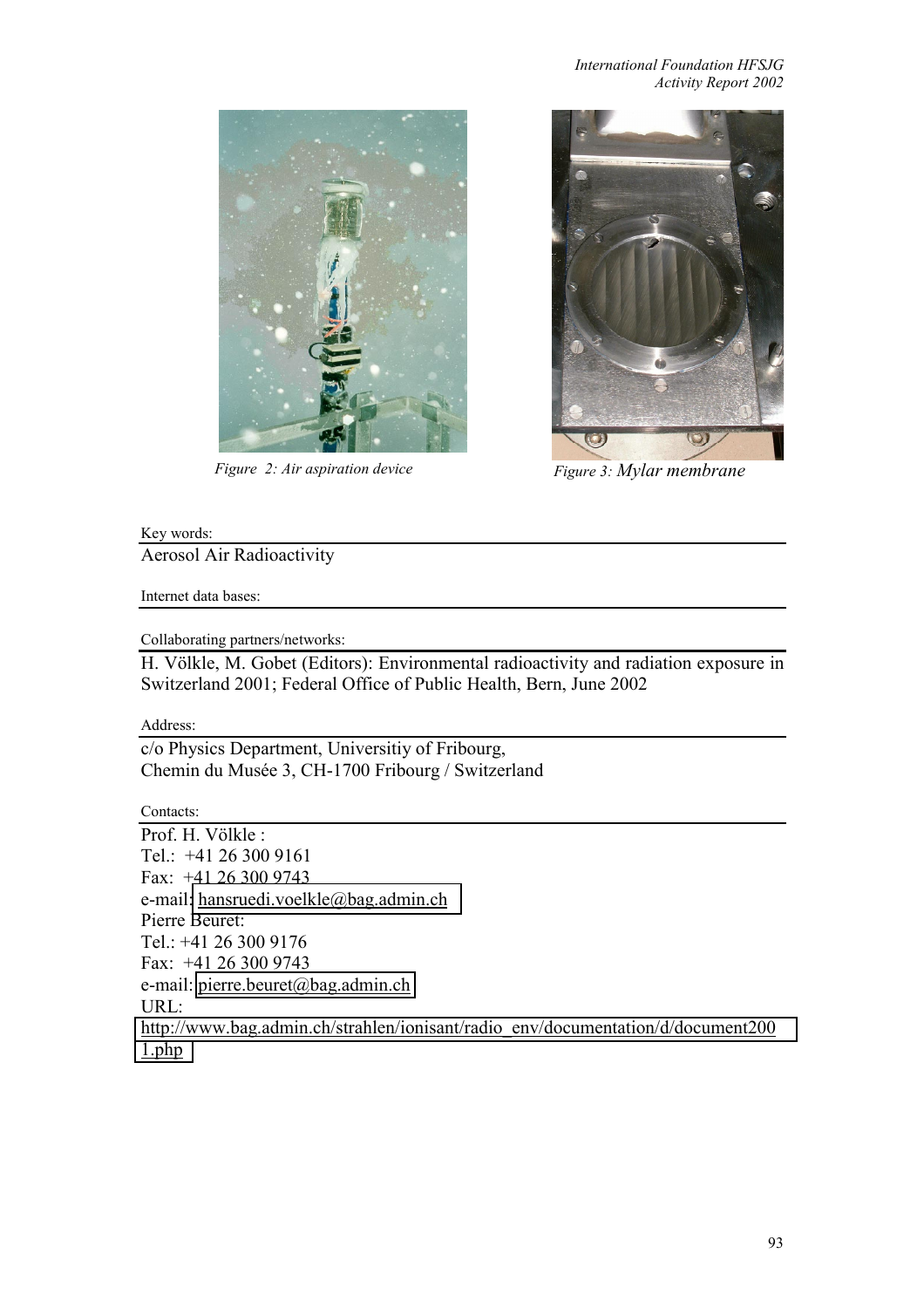Figure 2: Air aspiration device

Figure 3: Mylar membrane

Key words:

Aerosol Air Radioactivity

Internet data bases:

Collaborating partners/networks:

H. Völkle, M. Gobet (Editors): Environmental radioactivity and radiation exposure in Switzerland 2001; Federal Office of Public Health, Bern, June 2002

Address:

c/o Physics Department, Universitiy of Fribourg,
Chemin du Musée 3, CH-1700 Fribourg / Switzerland

Contacts:

Prof. H. Völkle :
Tel.: +41 26 300 9161
Fax: +41 26 300 9743
e-mail: hansruedi.voelkle@bag.admin.ch
Pierre Beuret:
Tel.: +41 26 300 9176
Fax: +41 26 300 9743
e-mail: pierre.beuret@bag.admin.ch
URL:
http://www.bag.admin.ch/strahlen/ionisant/radio_env/documentation/d/document2001.php